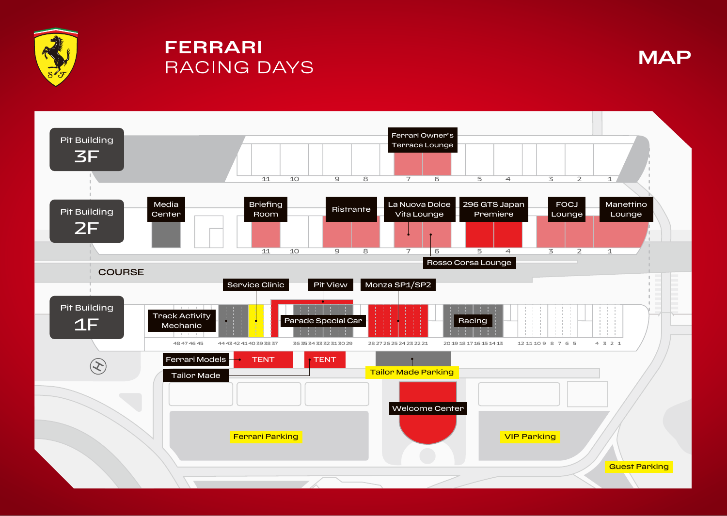# FERRARI RACING DAYS

# MAP

## Pit Building 3F

- Ferrari Owner's Terrace Lounge

11 10 9 8 7 6 5 4 3 2 1

## Pit Building 2F

- Media Center
- Briefing Room
- Ristrante
- La Nuova Dolce Vita Lounge
- 296 GTS Japan Premiere
- FOCJ Lounge
- Manettino Lounge
- Rosso Corsa Lounge

11 10 9 8 7 6 5 4 3 2 1

COURSE

## Pit Building 1F

- Service Clinic
- Pit View
- Monza SP1/SP2
- Track Activity Mechanic
- Parade Special Car
- Racing

48 47 46 45 44 43 42 41 40 39 38 37 36 35 34 33 32 31 30 29 28 27 26 25 24 23 22 21 20 19 18 17 16 15 14 13 12 11 10 9 8 7 6 5 4 3 2 1

- Ferrari Models
- TENT
- TENT
- Tailor Made
- Tailor Made Parking
- Welcome Center
- Ferrari Parking
- VIP Parking
- Guest Parking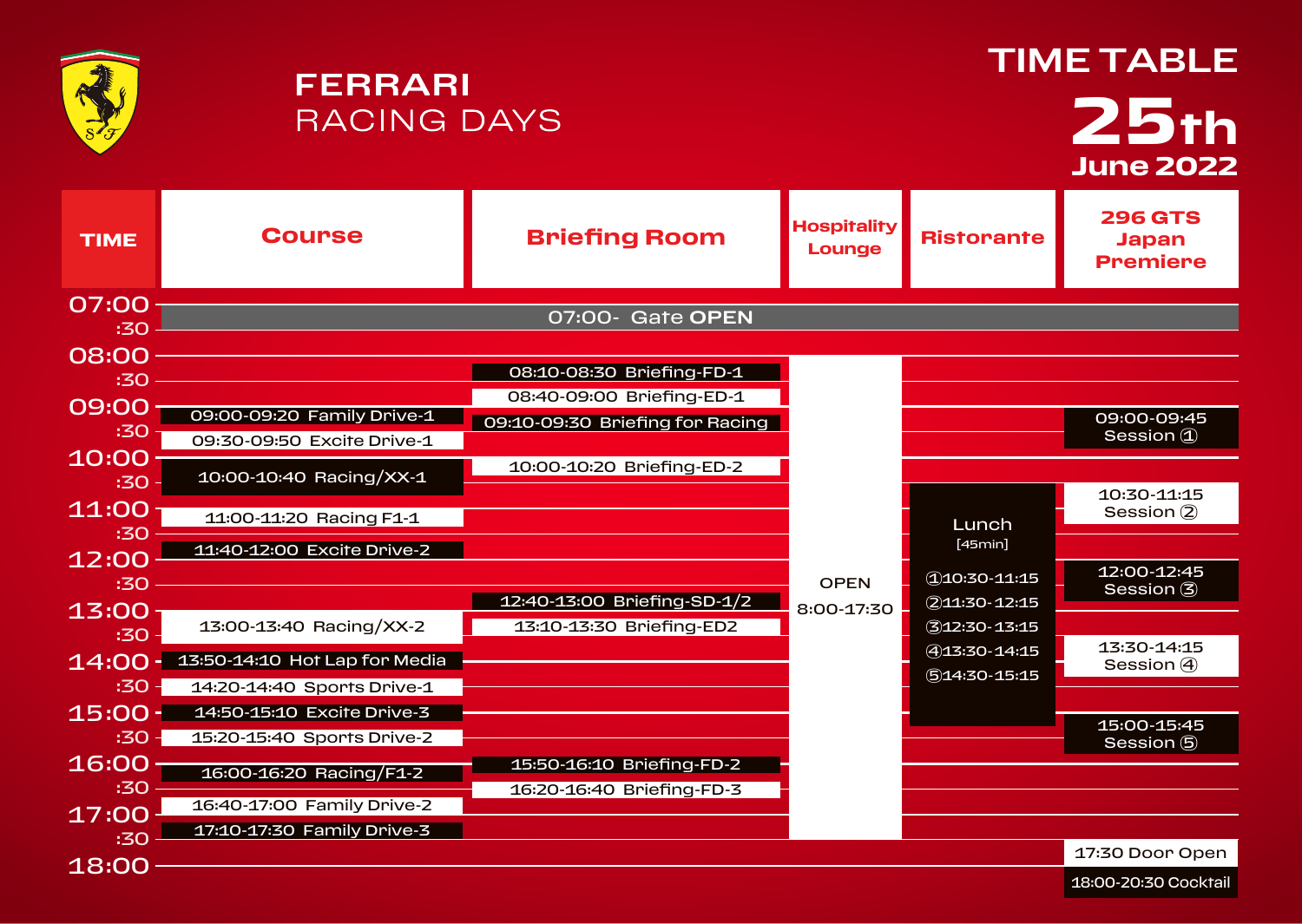# FERRARI RACING DAYS

## TIME TABLE 25th June 2022

| TIME | Course | Briefing Room | Hospitality Lounge | Ristorante | 296 GTS Japan Premiere |
|---|---|---|---|---|---|
| 07:00 | 07:00- Gate OPEN | | | | |
| 08:00 | | 08:10-08:30 Briefing-FD-1 | OPEN 8:00-17:30 | | |
| | | 08:40-09:00 Briefing-ED-1 | | | |
| 09:00 | 09:00-09:20 Family Drive-1 | 09:10-09:30 Briefing for Racing | | | 09:00-09:45 Session ① |
| | 09:30-09:50 Excite Drive-1 | | | | |
| 10:00 | 10:00-10:40 Racing/XX-1 | 10:00-10:20 Briefing-ED-2 | | Lunch [45min] ①10:30-11:15 ②11:30-12:15 ③12:30-13:15 ④13:30-14:15 ⑤14:30-15:15 | 10:30-11:15 Session ② |
| 11:00 | 11:00-11:20 Racing F1-1 | | | | |
| | 11:40-12:00 Excite Drive-2 | | | | |
| 12:00 | | 12:40-13:00 Briefing-SD-1/2 | | | 12:00-12:45 Session ③ |
| 13:00 | 13:00-13:40 Racing/XX-2 | 13:10-13:30 Briefing-ED2 | | | 13:30-14:15 Session ④ |
| 14:00 | 13:50-14:10 Hot Lap for Media | | | | |
| | 14:20-14:40 Sports Drive-1 | | | | |
| 15:00 | 14:50-15:10 Excite Drive-3 | | | | 15:00-15:45 Session ⑤ |
| | 15:20-15:40 Sports Drive-2 | 15:50-16:10 Briefing-FD-2 | | | |
| 16:00 | 16:00-16:20 Racing/F1-2 | 16:20-16:40 Briefing-FD-3 | | | |
| | 16:40-17:00 Family Drive-2 | | | | |
| 17:00 | 17:10-17:30 Family Drive-3 | | | | 17:30 Door Open |
| 18:00 | | | | | 18:00-20:30 Cocktail |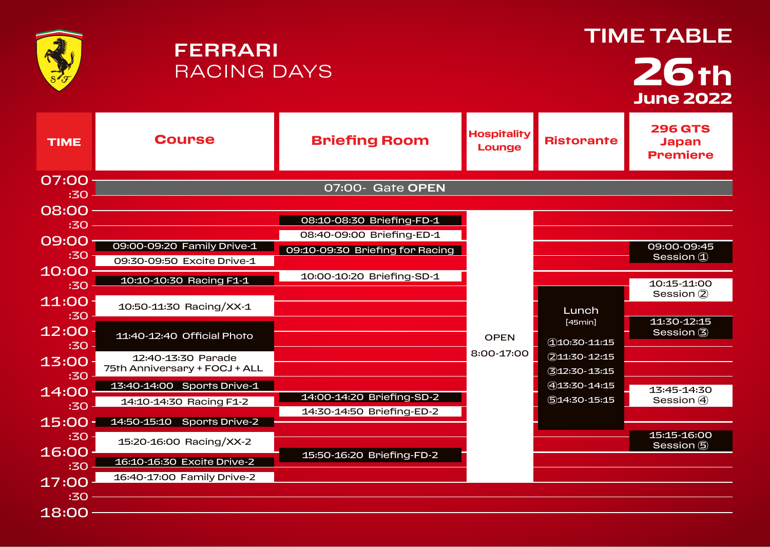# FERRARI RACING DAYS

## TIME TABLE 26th June 2022

| TIME | Course | Briefing Room | Hospitality Lounge | Ristorante | 296 GTS Japan Premiere |
|---|---|---|---|---|---|
| 07:00 | 07:00- Gate **OPEN** | | | | |
| 08:00 | | 08:10-08:30 Briefing-FD-1 | OPEN 8:00-17:00 | | |
| :30 | | 08:40-09:00 Briefing-ED-1 | | | |
| 09:00 | 09:00-09:20 Family Drive-1 | 09:10-09:30 Briefing for Racing | | | 09:00-09:45 Session ① |
| :30 | 09:30-09:50 Excite Drive-1 | | | | |
| 10:00 | 10:10-10:30 Racing F1-1 | 10:00-10:20 Briefing-SD-1 | | | 10:15-11:00 Session ② |
| :30 | | | | Lunch [45min] ①10:30-11:15 ②11:30-12:15 ③12:30-13:15 ④13:30-14:15 ⑤14:30-15:15 | |
| 11:00 | 10:50-11:30 Racing/XX-1 | | | | |
| :30 | 11:40-12:40 Official Photo | | | | 11:30-12:15 Session ③ |
| 12:40 | 12:40-13:30 Parade 75th Anniversary + FOCJ + ALL | | | | |
| 13:30 | 13:40-14:00 Sports Drive-1 | | | | 13:45-14:30 Session ④ |
| 14:00 | 14:10-14:30 Racing F1-2 | 14:00-14:20 Briefing-SD-2 | | | |
| :30 | 14:50-15:10 Sports Drive-2 | 14:30-14:50 Briefing-ED-2 | | | |
| 15:00 | 15:20-16:00 Racing/XX-2 | | | | 15:15-16:00 Session ⑤ |
| :30 | | 15:50-16:20 Briefing-FD-2 | | | |
| 16:00 | 16:10-16:30 Excite Drive-2 | | | | |
| :30 | 16:40-17:00 Family Drive-2 | | | | |
| 17:00 | | | | | |
| 18:00 | | | | | |